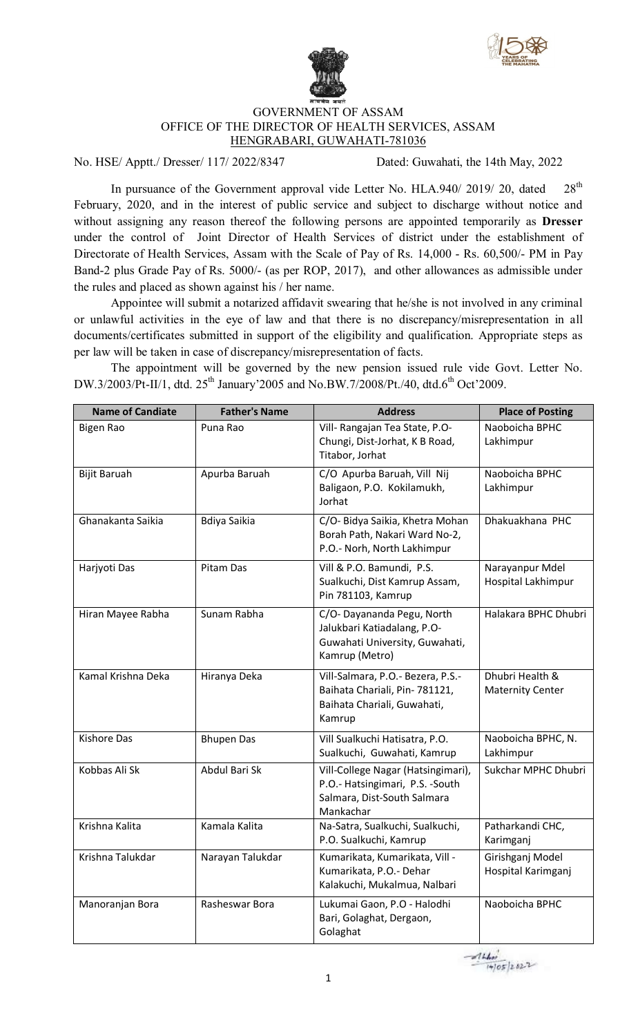GOVERNMENT OF ASSAM
OFFICE OF THE DIRECTOR OF HEALTH SERVICES, ASSAM
HENGRABARI, GUWAHATI-781036

No. HSE/ Apptt./ Dresser/ 117/ 2022/8347 Dated: Guwahati, the 14th May, 2022

In pursuance of the Government approval vide Letter No. HLA.940/ 2019/ 20, dated 28th February, 2020, and in the interest of public service and subject to discharge without notice and without assigning any reason thereof the following persons are appointed temporarily as **Dresser** under the control of Joint Director of Health Services of district under the establishment of Directorate of Health Services, Assam with the Scale of Pay of Rs. 14,000 - Rs. 60,500/- PM in Pay Band-2 plus Grade Pay of Rs. 5000/- (as per ROP, 2017), and other allowances as admissible under the rules and placed as shown against his / her name.

Appointee will submit a notarized affidavit swearing that he/she is not involved in any criminal or unlawful activities in the eye of law and that there is no discrepancy/misrepresentation in all documents/certificates submitted in support of the eligibility and qualification. Appropriate steps as per law will be taken in case of discrepancy/misrepresentation of facts.

The appointment will be governed by the new pension issued rule vide Govt. Letter No. DW.3/2003/Pt-II/1, dtd. 25th January'2005 and No.BW.7/2008/Pt./40, dtd.6th Oct'2009.

| Name of Candiate | Father's Name | Address | Place of Posting |
|---|---|---|---|
| Bigen Rao | Puna Rao | Vill- Rangajan Tea State, P.O- Chungi, Dist-Jorhat, K B Road, Titabor, Jorhat | Naoboicha BPHC Lakhimpur |
| Bijit Baruah | Apurba Baruah | C/O Apurba Baruah, Vill Nij Baligaon, P.O. Kokilamukh, Jorhat | Naoboicha BPHC Lakhimpur |
| Ghanakanta Saikia | Bdiya Saikia | C/O- Bidya Saikia, Khetra Mohan Borah Path, Nakari Ward No-2, P.O.- Norh, North Lakhimpur | Dhakuakhana PHC |
| Harjyoti Das | Pitam Das | Vill & P.O. Bamundi, P.S. Sualkuchi, Dist Kamrup Assam, Pin 781103, Kamrup | Narayanpur Mdel Hospital Lakhimpur |
| Hiran Mayee Rabha | Sunam Rabha | C/O- Dayananda Pegu, North Jalukbari Katiadalang, P.O- Guwahati University, Guwahati, Kamrup (Metro) | Halakara BPHC Dhubri |
| Kamal Krishna Deka | Hiranya Deka | Vill-Salmara, P.O.- Bezera, P.S.- Baihata Chariali, Pin- 781121, Baihata Chariali, Guwahati, Kamrup | Dhubri Health & Maternity Center |
| Kishore Das | Bhupen Das | Vill Sualkuchi Hatisatra, P.O. Sualkuchi, Guwahati, Kamrup | Naoboicha BPHC, N. Lakhimpur |
| Kobbas Ali Sk | Abdul Bari Sk | Vill-College Nagar (Hatsingimari), P.O.- Hatsingimari, P.S. -South Salmara, Dist-South Salmara Mankachar | Sukchar MPHC Dhubri |
| Krishna Kalita | Kamala Kalita | Na-Satra, Sualkuchi, Sualkuchi, P.O. Sualkuchi, Kamrup | Patharkandi CHC, Karimganj |
| Krishna Talukdar | Narayan Talukdar | Kumarikata, Kumarikata, Vill - Kumarikata, P.O.- Dehar Kalakuchi, Mukalmua, Nalbari | Girishganj Model Hospital Karimganj |
| Manoranjan Bora | Rasheswar Bora | Lukumai Gaon, P.O - Halodhi Bari, Golaghat, Dergaon, Golaghat | Naoboicha BPHC |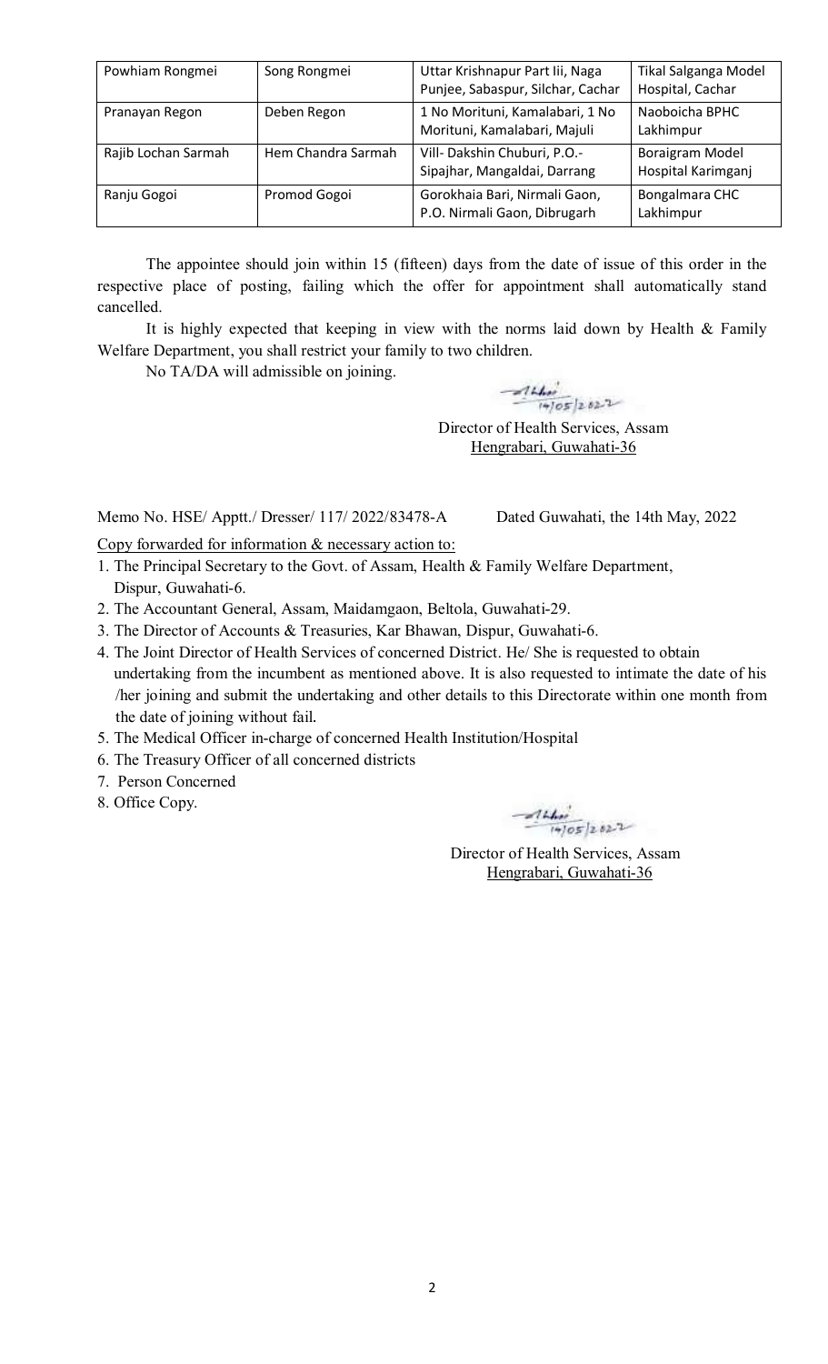| | | | |
|---|---|---|---|
| Powhiam Rongmei | Song Rongmei | Uttar Krishnapur Part Iii, Naga Punjee, Sabaspur, Silchar, Cachar | Tikal Salganga Model Hospital, Cachar |
| Pranayan Regon | Deben Regon | 1 No Morituni, Kamalabari, 1 No Morituni, Kamalabari, Majuli | Naoboicha BPHC Lakhimpur |
| Rajib Lochan Sarmah | Hem Chandra Sarmah | Vill- Dakshin Chuburi, P.O.- Sipajhar, Mangaldai, Darrang | Boraigram Model Hospital Karimganj |
| Ranju Gogoi | Promod Gogoi | Gorokhaia Bari, Nirmali Gaon, P.O. Nirmali Gaon, Dibrugarh | Bongalmara CHC Lakhimpur |

The appointee should join within 15 (fifteen) days from the date of issue of this order in the respective place of posting, failing which the offer for appointment shall automatically stand cancelled.

It is highly expected that keeping in view with the norms laid down by Health & Family Welfare Department, you shall restrict your family to two children.

No TA/DA will admissible on joining.

14/05/2022

Director of Health Services, Assam
Hengrabari, Guwahati-36

Memo No. HSE/ Apptt./ Dresser/ 117/ 2022/83478-A          Dated Guwahati, the 14th May, 2022

Copy forwarded for information & necessary action to:

1. The Principal Secretary to the Govt. of Assam, Health & Family Welfare Department, Dispur, Guwahati-6.
2. The Accountant General, Assam, Maidamgaon, Beltola, Guwahati-29.
3. The Director of Accounts & Treasuries, Kar Bhawan, Dispur, Guwahati-6.
4. The Joint Director of Health Services of concerned District. He/ She is requested to obtain undertaking from the incumbent as mentioned above. It is also requested to intimate the date of his /her joining and submit the undertaking and other details to this Directorate within one month from the date of joining without fail.
5. The Medical Officer in-charge of concerned Health Institution/Hospital
6. The Treasury Officer of all concerned districts
7. Person Concerned
8. Office Copy.

14/05/2022

Director of Health Services, Assam
Hengrabari, Guwahati-36